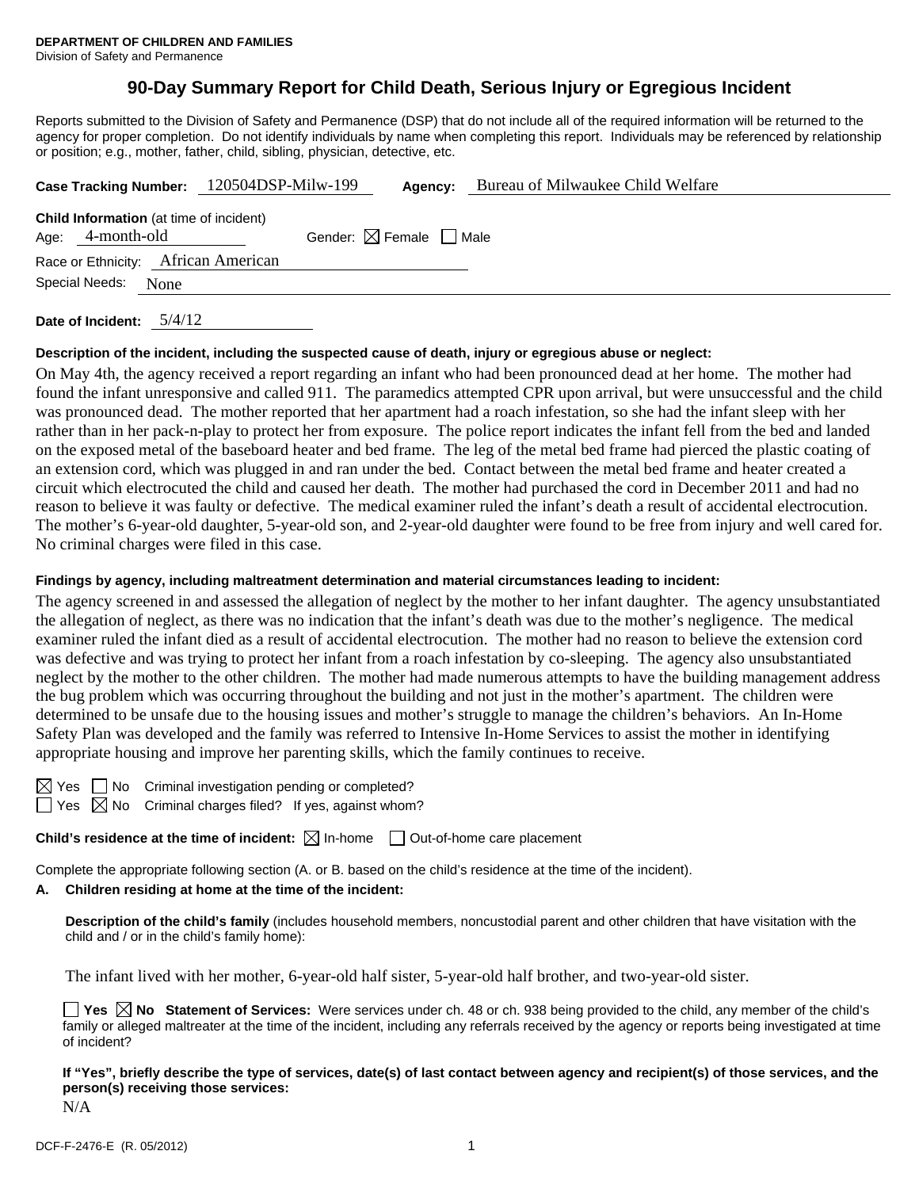**DEPARTMENT OF CHILDREN AND FAMILIES**
Division of Safety and Permanence

# 90-Day Summary Report for Child Death, Serious Injury or Egregious Incident

Reports submitted to the Division of Safety and Permanence (DSP) that do not include all of the required information will be returned to the agency for proper completion. Do not identify individuals by name when completing this report. Individuals may be referenced by relationship or position; e.g., mother, father, child, sibling, physician, detective, etc.

**Case Tracking Number:** 120504DSP-Milw-199 **Agency:** Bureau of Milwaukee Child Welfare

**Child Information** (at time of incident)
Age: 4-month-old Gender: ☒ Female ☐ Male
Race or Ethnicity: African American
Special Needs: None

**Date of Incident:** 5/4/12

**Description of the incident, including the suspected cause of death, injury or egregious abuse or neglect:**

On May 4th, the agency received a report regarding an infant who had been pronounced dead at her home. The mother had found the infant unresponsive and called 911. The paramedics attempted CPR upon arrival, but were unsuccessful and the child was pronounced dead. The mother reported that her apartment had a roach infestation, so she had the infant sleep with her rather than in her pack-n-play to protect her from exposure. The police report indicates the infant fell from the bed and landed on the exposed metal of the baseboard heater and bed frame. The leg of the metal bed frame had pierced the plastic coating of an extension cord, which was plugged in and ran under the bed. Contact between the metal bed frame and heater created a circuit which electrocuted the child and caused her death. The mother had purchased the cord in December 2011 and had no reason to believe it was faulty or defective. The medical examiner ruled the infant's death a result of accidental electrocution. The mother's 6-year-old daughter, 5-year-old son, and 2-year-old daughter were found to be free from injury and well cared for. No criminal charges were filed in this case.

**Findings by agency, including maltreatment determination and material circumstances leading to incident:**

The agency screened in and assessed the allegation of neglect by the mother to her infant daughter. The agency unsubstantiated the allegation of neglect, as there was no indication that the infant's death was due to the mother's negligence. The medical examiner ruled the infant died as a result of accidental electrocution. The mother had no reason to believe the extension cord was defective and was trying to protect her infant from a roach infestation by co-sleeping. The agency also unsubstantiated neglect by the mother to the other children. The mother had made numerous attempts to have the building management address the bug problem which was occurring throughout the building and not just in the mother's apartment. The children were determined to be unsafe due to the housing issues and mother's struggle to manage the children's behaviors. An In-Home Safety Plan was developed and the family was referred to Intensive In-Home Services to assist the mother in identifying appropriate housing and improve her parenting skills, which the family continues to receive.

☒ Yes ☐ No Criminal investigation pending or completed?
☐ Yes ☒ No Criminal charges filed? If yes, against whom?

**Child's residence at the time of incident:** ☒ In-home ☐ Out-of-home care placement

Complete the appropriate following section (A. or B. based on the child's residence at the time of the incident).

**A. Children residing at home at the time of the incident:**

**Description of the child's family** (includes household members, noncustodial parent and other children that have visitation with the child and / or in the child's family home):

The infant lived with her mother, 6-year-old half sister, 5-year-old half brother, and two-year-old sister.

☐ **Yes** ☒ **No** **Statement of Services:** Were services under ch. 48 or ch. 938 being provided to the child, any member of the child's family or alleged maltreater at the time of the incident, including any referrals received by the agency or reports being investigated at time of incident?

**If "Yes", briefly describe the type of services, date(s) of last contact between agency and recipient(s) of those services, and the person(s) receiving those services:**

N/A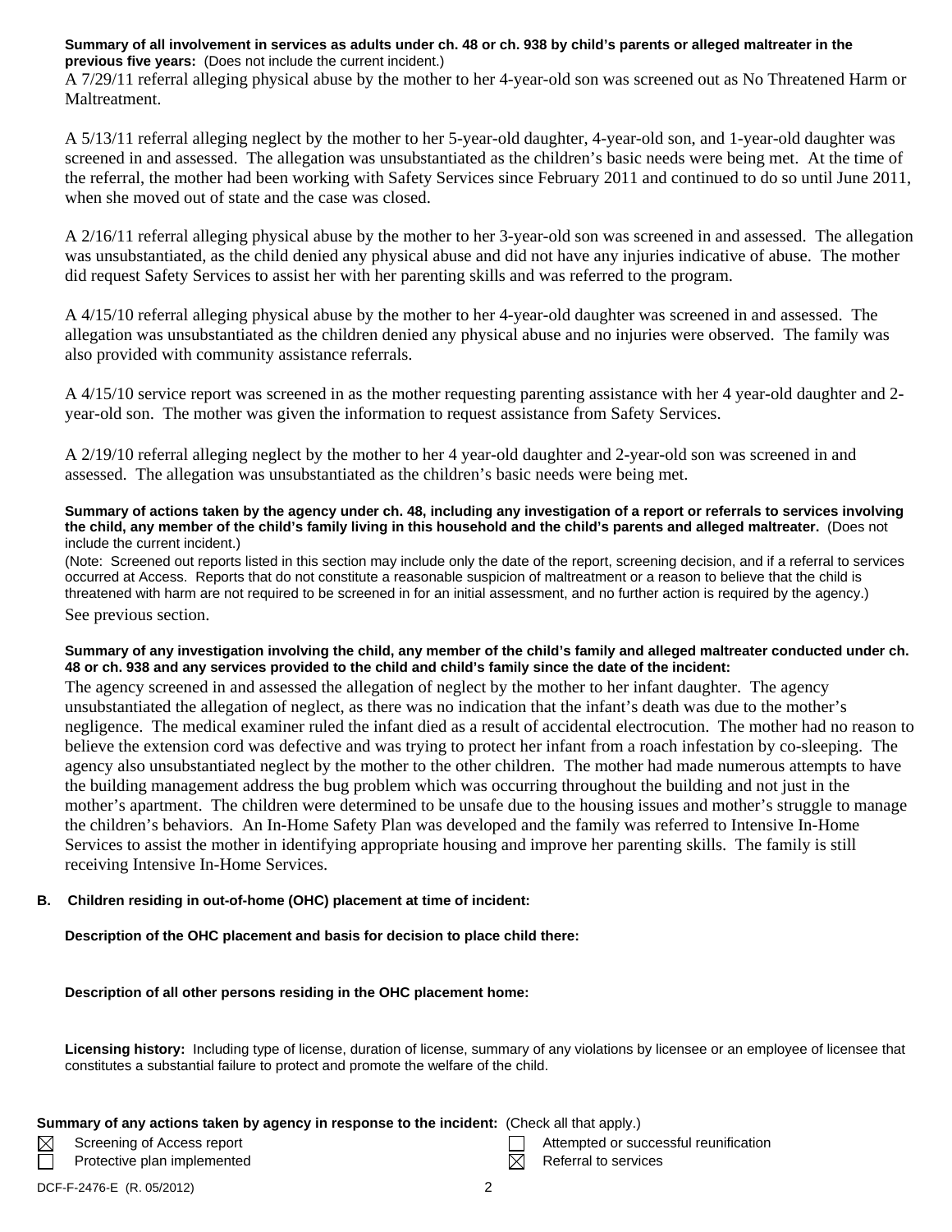**Summary of all involvement in services as adults under ch. 48 or ch. 938 by child's parents or alleged maltreater in the previous five years:** (Does not include the current incident.)

A 7/29/11 referral alleging physical abuse by the mother to her 4-year-old son was screened out as No Threatened Harm or Maltreatment.

A 5/13/11 referral alleging neglect by the mother to her 5-year-old daughter, 4-year-old son, and 1-year-old daughter was screened in and assessed. The allegation was unsubstantiated as the children's basic needs were being met. At the time of the referral, the mother had been working with Safety Services since February 2011 and continued to do so until June 2011, when she moved out of state and the case was closed.

A 2/16/11 referral alleging physical abuse by the mother to her 3-year-old son was screened in and assessed. The allegation was unsubstantiated, as the child denied any physical abuse and did not have any injuries indicative of abuse. The mother did request Safety Services to assist her with her parenting skills and was referred to the program.

A 4/15/10 referral alleging physical abuse by the mother to her 4-year-old daughter was screened in and assessed. The allegation was unsubstantiated as the children denied any physical abuse and no injuries were observed. The family was also provided with community assistance referrals.

A 4/15/10 service report was screened in as the mother requesting parenting assistance with her 4 year-old daughter and 2-year-old son. The mother was given the information to request assistance from Safety Services.

A 2/19/10 referral alleging neglect by the mother to her 4 year-old daughter and 2-year-old son was screened in and assessed. The allegation was unsubstantiated as the children's basic needs were being met.

**Summary of actions taken by the agency under ch. 48, including any investigation of a report or referrals to services involving the child, any member of the child's family living in this household and the child's parents and alleged maltreater.** (Does not include the current incident.)

(Note: Screened out reports listed in this section may include only the date of the report, screening decision, and if a referral to services occurred at Access. Reports that do not constitute a reasonable suspicion of maltreatment or a reason to believe that the child is threatened with harm are not required to be screened in for an initial assessment, and no further action is required by the agency.)

See previous section.

**Summary of any investigation involving the child, any member of the child's family and alleged maltreater conducted under ch. 48 or ch. 938 and any services provided to the child and child's family since the date of the incident:**

The agency screened in and assessed the allegation of neglect by the mother to her infant daughter. The agency unsubstantiated the allegation of neglect, as there was no indication that the infant's death was due to the mother's negligence. The medical examiner ruled the infant died as a result of accidental electrocution. The mother had no reason to believe the extension cord was defective and was trying to protect her infant from a roach infestation by co-sleeping. The agency also unsubstantiated neglect by the mother to the other children. The mother had made numerous attempts to have the building management address the bug problem which was occurring throughout the building and not just in the mother's apartment. The children were determined to be unsafe due to the housing issues and mother's struggle to manage the children's behaviors. An In-Home Safety Plan was developed and the family was referred to Intensive In-Home Services to assist the mother in identifying appropriate housing and improve her parenting skills. The family is still receiving Intensive In-Home Services.

## B. Children residing in out-of-home (OHC) placement at time of incident:

**Description of the OHC placement and basis for decision to place child there:**

**Description of all other persons residing in the OHC placement home:**

**Licensing history:** Including type of license, duration of license, summary of any violations by licensee or an employee of licensee that constitutes a substantial failure to protect and promote the welfare of the child.

**Summary of any actions taken by agency in response to the incident:** (Check all that apply.)

- ☒ Screening of Access report
- ☐ Protective plan implemented
- ☐ Attempted or successful reunification
- ☒ Referral to services

DCF-F-2476-E (R. 05/2012)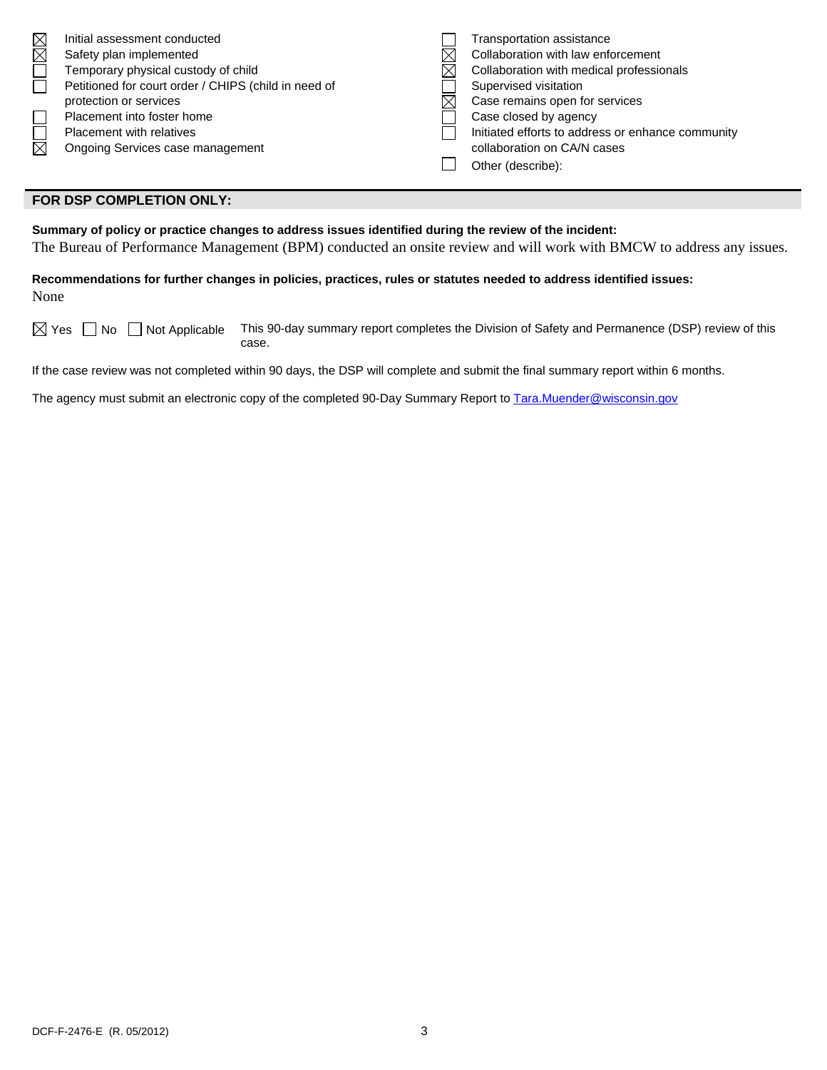- ☒ Initial assessment conducted
- ☒ Safety plan implemented
- ☐ Temporary physical custody of child
- ☐ Petitioned for court order / CHIPS (child in need of protection or services
- ☐ Placement into foster home
- ☐ Placement with relatives
- ☒ Ongoing Services case management
- ☐ Transportation assistance
- ☒ Collaboration with law enforcement
- ☒ Collaboration with medical professionals
- ☐ Supervised visitation
- ☒ Case remains open for services
- ☐ Case closed by agency
- ☐ Initiated efforts to address or enhance community collaboration on CA/N cases
- ☐ Other (describe):

## FOR DSP COMPLETION ONLY:

**Summary of policy or practice changes to address issues identified during the review of the incident:**

The Bureau of Performance Management (BPM) conducted an onsite review and will work with BMCW to address any issues.

**Recommendations for further changes in policies, practices, rules or statutes needed to address identified issues:**

None

☒ Yes ☐ No ☐ Not Applicable This 90-day summary report completes the Division of Safety and Permanence (DSP) review of this case.

If the case review was not completed within 90 days, the DSP will complete and submit the final summary report within 6 months.

The agency must submit an electronic copy of the completed 90-Day Summary Report to Tara.Muender@wisconsin.gov

DCF-F-2476-E (R. 05/2012)